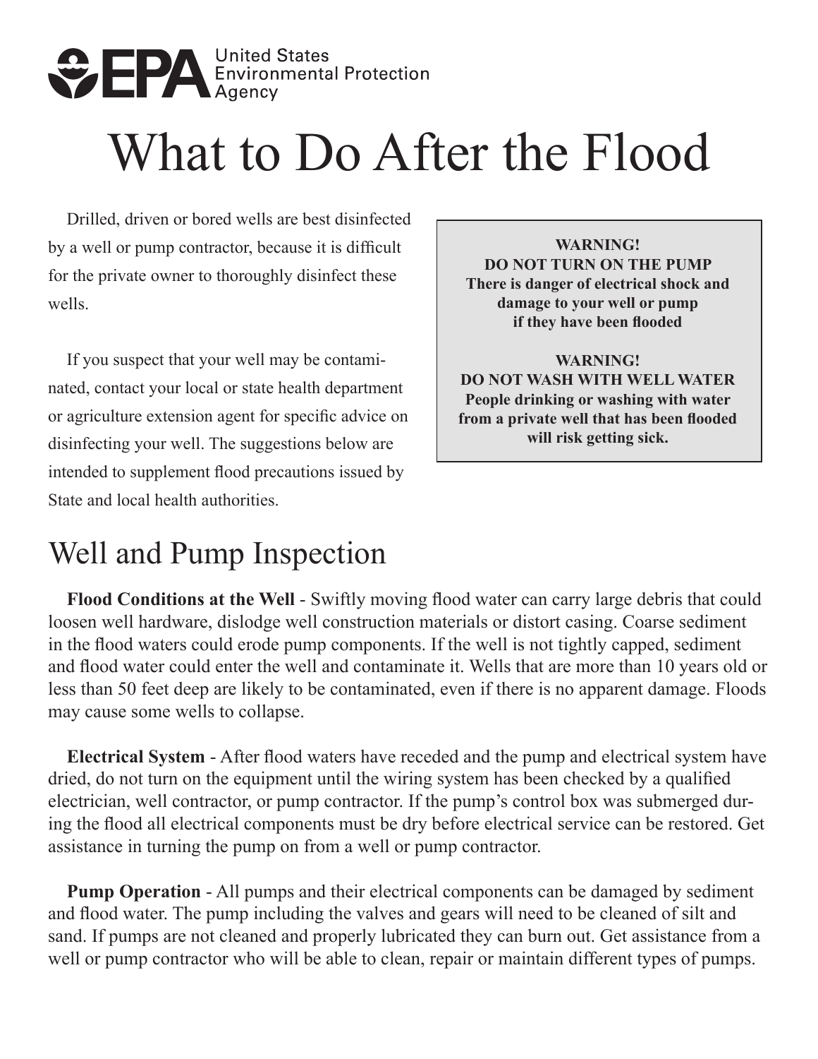United States Environmental Protection Agency

# What to Do After the Flood

Drilled, driven or bored wells are best disinfected by a well or pump contractor, because it is difficult for the private owner to thoroughly disinfect these wells.

If you suspect that your well may be contaminated, contact your local or state health department or agriculture extension agent for specific advice on disinfecting your well. The suggestions below are intended to supplement flood precautions issued by State and local health authorities.

> **WARNING!**
> **DO NOT TURN ON THE PUMP**
> **There is danger of electrical shock and damage to your well or pump if they have been flooded**
>
> **WARNING!**
> **DO NOT WASH WITH WELL WATER**
> **People drinking or washing with water from a private well that has been flooded will risk getting sick.**

## Well and Pump Inspection

**Flood Conditions at the Well** - Swiftly moving flood water can carry large debris that could loosen well hardware, dislodge well construction materials or distort casing. Coarse sediment in the flood waters could erode pump components. If the well is not tightly capped, sediment and flood water could enter the well and contaminate it. Wells that are more than 10 years old or less than 50 feet deep are likely to be contaminated, even if there is no apparent damage. Floods may cause some wells to collapse.

**Electrical System** - After flood waters have receded and the pump and electrical system have dried, do not turn on the equipment until the wiring system has been checked by a qualified electrician, well contractor, or pump contractor. If the pump's control box was submerged during the flood all electrical components must be dry before electrical service can be restored. Get assistance in turning the pump on from a well or pump contractor.

**Pump Operation** - All pumps and their electrical components can be damaged by sediment and flood water. The pump including the valves and gears will need to be cleaned of silt and sand. If pumps are not cleaned and properly lubricated they can burn out. Get assistance from a well or pump contractor who will be able to clean, repair or maintain different types of pumps.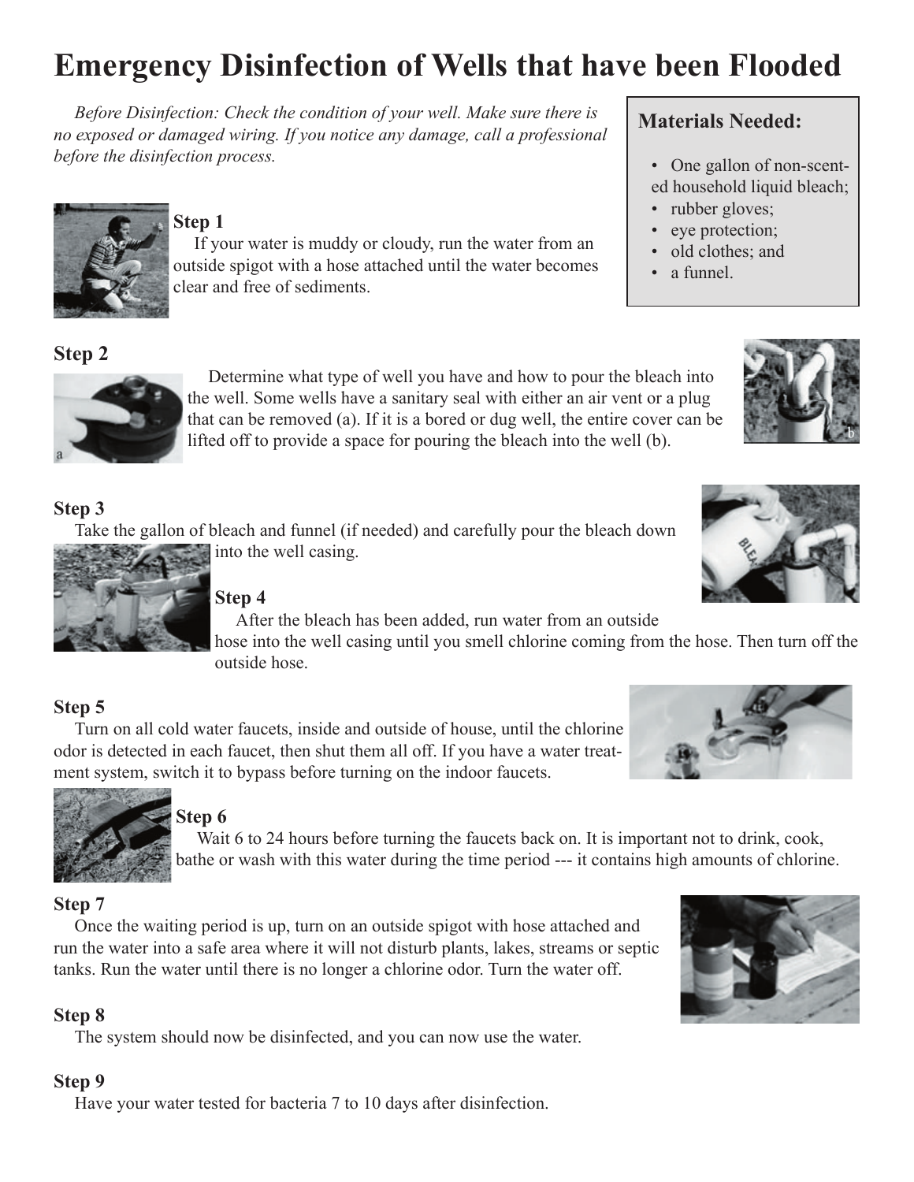# Emergency Disinfection of Wells that have been Flooded

*Before Disinfection: Check the condition of your well. Make sure there is no exposed or damaged wiring. If you notice any damage, call a professional before the disinfection process.*

**Materials Needed:**

- One gallon of non-scented household liquid bleach;
- rubber gloves;
- eye protection;
- old clothes; and
- a funnel.

### Step 1

If your water is muddy or cloudy, run the water from an outside spigot with a hose attached until the water becomes clear and free of sediments.

### Step 2

Determine what type of well you have and how to pour the bleach into the well. Some wells have a sanitary seal with either an air vent or a plug that can be removed (a). If it is a bored or dug well, the entire cover can be lifted off to provide a space for pouring the bleach into the well (b).

### Step 3

Take the gallon of bleach and funnel (if needed) and carefully pour the bleach down into the well casing.

### Step 4

After the bleach has been added, run water from an outside hose into the well casing until you smell chlorine coming from the hose. Then turn off the outside hose.

### Step 5

Turn on all cold water faucets, inside and outside of house, until the chlorine odor is detected in each faucet, then shut them all off. If you have a water treatment system, switch it to bypass before turning on the indoor faucets.

### Step 6

Wait 6 to 24 hours before turning the faucets back on. It is important not to drink, cook, bathe or wash with this water during the time period --- it contains high amounts of chlorine.

### Step 7

Once the waiting period is up, turn on an outside spigot with hose attached and run the water into a safe area where it will not disturb plants, lakes, streams or septic tanks. Run the water until there is no longer a chlorine odor. Turn the water off.

### Step 8

The system should now be disinfected, and you can now use the water.

### Step 9

Have your water tested for bacteria 7 to 10 days after disinfection.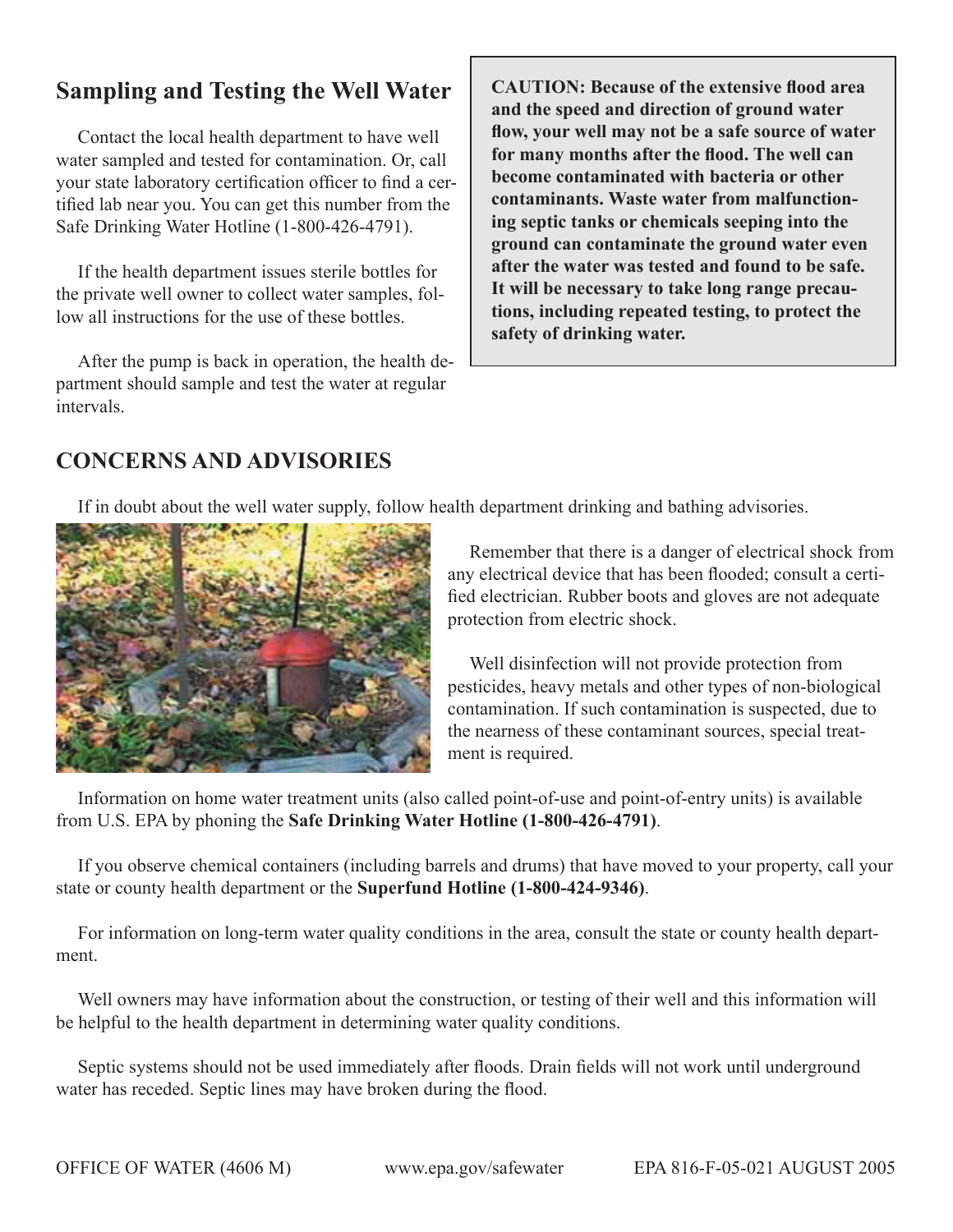## Sampling and Testing the Well Water

Contact the local health department to have well water sampled and tested for contamination. Or, call your state laboratory certification officer to find a certified lab near you. You can get this number from the Safe Drinking Water Hotline (1-800-426-4791).

If the health department issues sterile bottles for the private well owner to collect water samples, follow all instructions for the use of these bottles.

After the pump is back in operation, the health department should sample and test the water at regular intervals.

**CAUTION: Because of the extensive flood area and the speed and direction of ground water flow, your well may not be a safe source of water for many months after the flood. The well can become contaminated with bacteria or other contaminants. Waste water from malfunctioning septic tanks or chemicals seeping into the ground can contaminate the ground water even after the water was tested and found to be safe. It will be necessary to take long range precautions, including repeated testing, to protect the safety of drinking water.**

## CONCERNS AND ADVISORIES

If in doubt about the well water supply, follow health department drinking and bathing advisories.

Remember that there is a danger of electrical shock from any electrical device that has been flooded; consult a certified electrician. Rubber boots and gloves are not adequate protection from electric shock.

Well disinfection will not provide protection from pesticides, heavy metals and other types of non-biological contamination. If such contamination is suspected, due to the nearness of these contaminant sources, special treatment is required.

Information on home water treatment units (also called point-of-use and point-of-entry units) is available from U.S. EPA by phoning the **Safe Drinking Water Hotline (1-800-426-4791)**.

If you observe chemical containers (including barrels and drums) that have moved to your property, call your state or county health department or the **Superfund Hotline (1-800-424-9346)**.

For information on long-term water quality conditions in the area, consult the state or county health department.

Well owners may have information about the construction, or testing of their well and this information will be helpful to the health department in determining water quality conditions.

Septic systems should not be used immediately after floods. Drain fields will not work until underground water has receded. Septic lines may have broken during the flood.

OFFICE OF WATER (4606 M) www.epa.gov/safewater EPA 816-F-05-021 AUGUST 2005